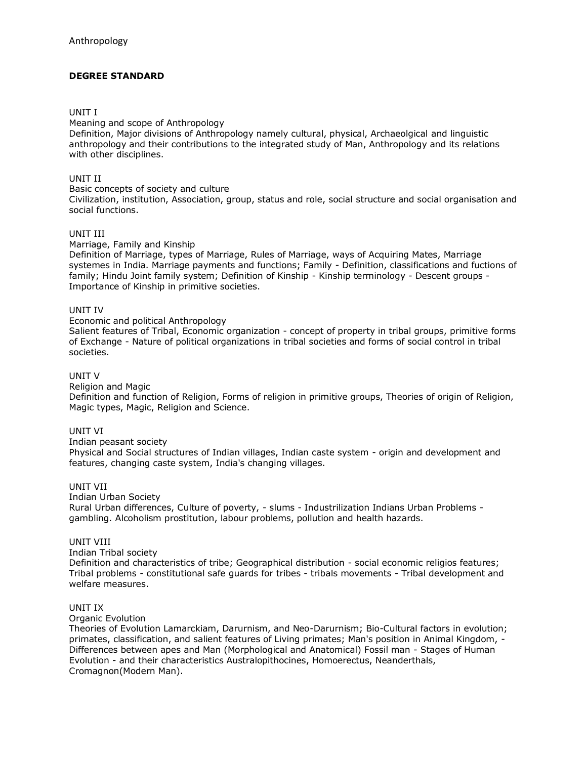Anthropology

**DEGREE STANDARD**

UNIT I

Meaning and scope of Anthropology

Definition, Major divisions of Anthropology namely cultural, physical, Archaeolgical and linguistic anthropology and their contributions to the integrated study of Man, Anthropology and its relations with other disciplines.

UNIT II

Basic concepts of society and culture

Civilization, institution, Association, group, status and role, social structure and social organisation and social functions.

UNIT III

Marriage, Family and Kinship

Definition of Marriage, types of Marriage, Rules of Marriage, ways of Acquiring Mates, Marriage systemes in India. Marriage payments and functions; Family - Definition, classifications and fuctions of family; Hindu Joint family system; Definition of Kinship - Kinship terminology - Descent groups - Importance of Kinship in primitive societies.

UNIT IV

Economic and political Anthropology

Salient features of Tribal, Economic organization - concept of property in tribal groups, primitive forms of Exchange - Nature of political organizations in tribal societies and forms of social control in tribal societies.

UNIT V

Religion and Magic

Definition and function of Religion, Forms of religion in primitive groups, Theories of origin of Religion, Magic types, Magic, Religion and Science.

UNIT VI

Indian peasant society

Physical and Social structures of Indian villages, Indian caste system - origin and development and features, changing caste system, India's changing villages.

UNIT VII

Indian Urban Society

Rural Urban differences, Culture of poverty, - slums - Industrilization Indians Urban Problems - gambling. Alcoholism prostitution, labour problems, pollution and health hazards.

UNIT VIII

Indian Tribal society

Definition and characteristics of tribe; Geographical distribution - social economic religios features; Tribal problems - constitutional safe guards for tribes - tribals movements - Tribal development and welfare measures.

UNIT IX

Organic Evolution

Theories of Evolution Lamarckiam, Darurnism, and Neo-Darurnism; Bio-Cultural factors in evolution; primates, classification, and salient features of Living primates; Man's position in Animal Kingdom, - Differences between apes and Man (Morphological and Anatomical) Fossil man - Stages of Human Evolution - and their characteristics Australopithocines, Homoerectus, Neanderthals, Cromagnon(Modern Man).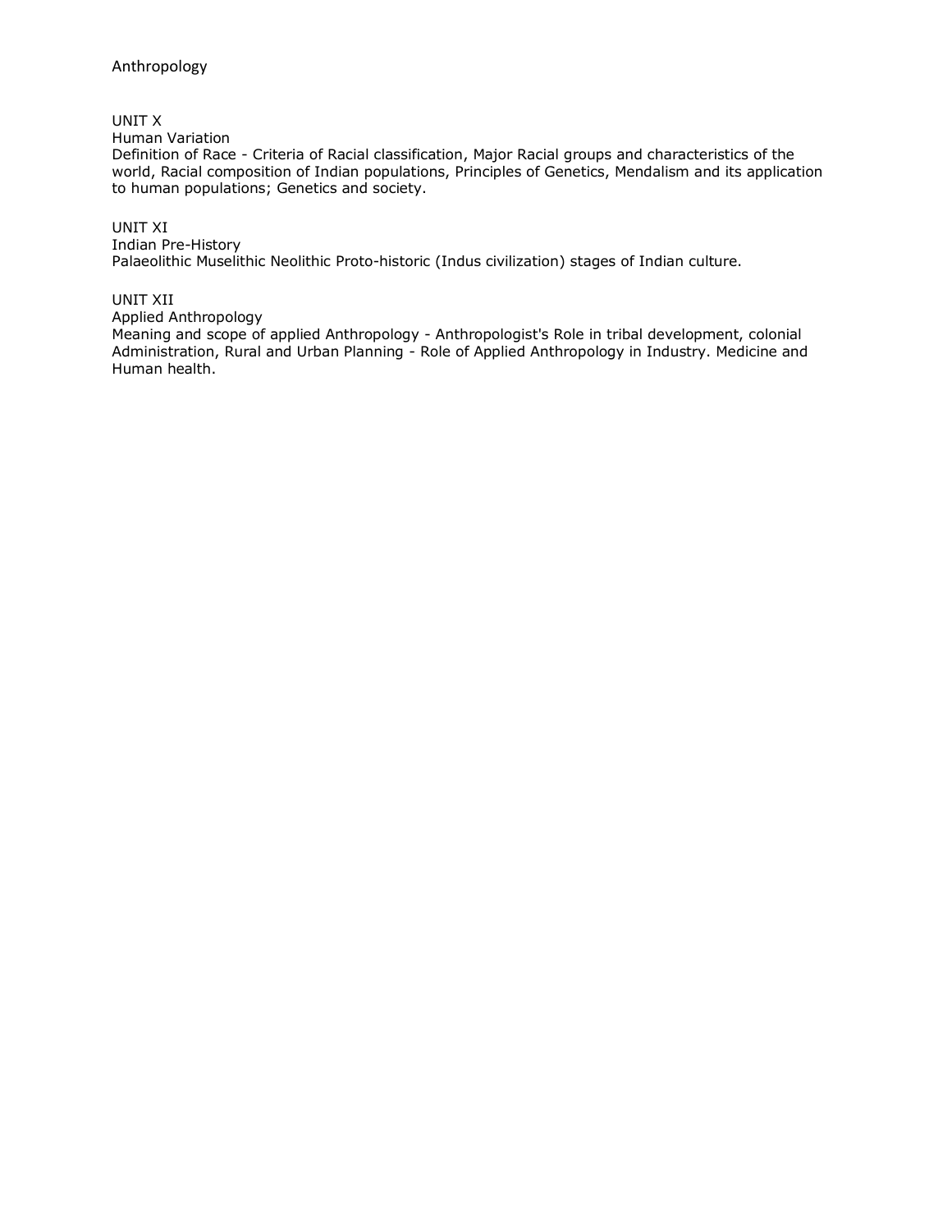Anthropology

UNIT X
Human Variation
Definition of Race - Criteria of Racial classification, Major Racial groups and characteristics of the world, Racial composition of Indian populations, Principles of Genetics, Mendalism and its application to human populations; Genetics and society.

UNIT XI
Indian Pre-History
Palaeolithic Muselithic Neolithic Proto-historic (Indus civilization) stages of Indian culture.

UNIT XII
Applied Anthropology
Meaning and scope of applied Anthropology - Anthropologist's Role in tribal development, colonial Administration, Rural and Urban Planning - Role of Applied Anthropology in Industry. Medicine and Human health.